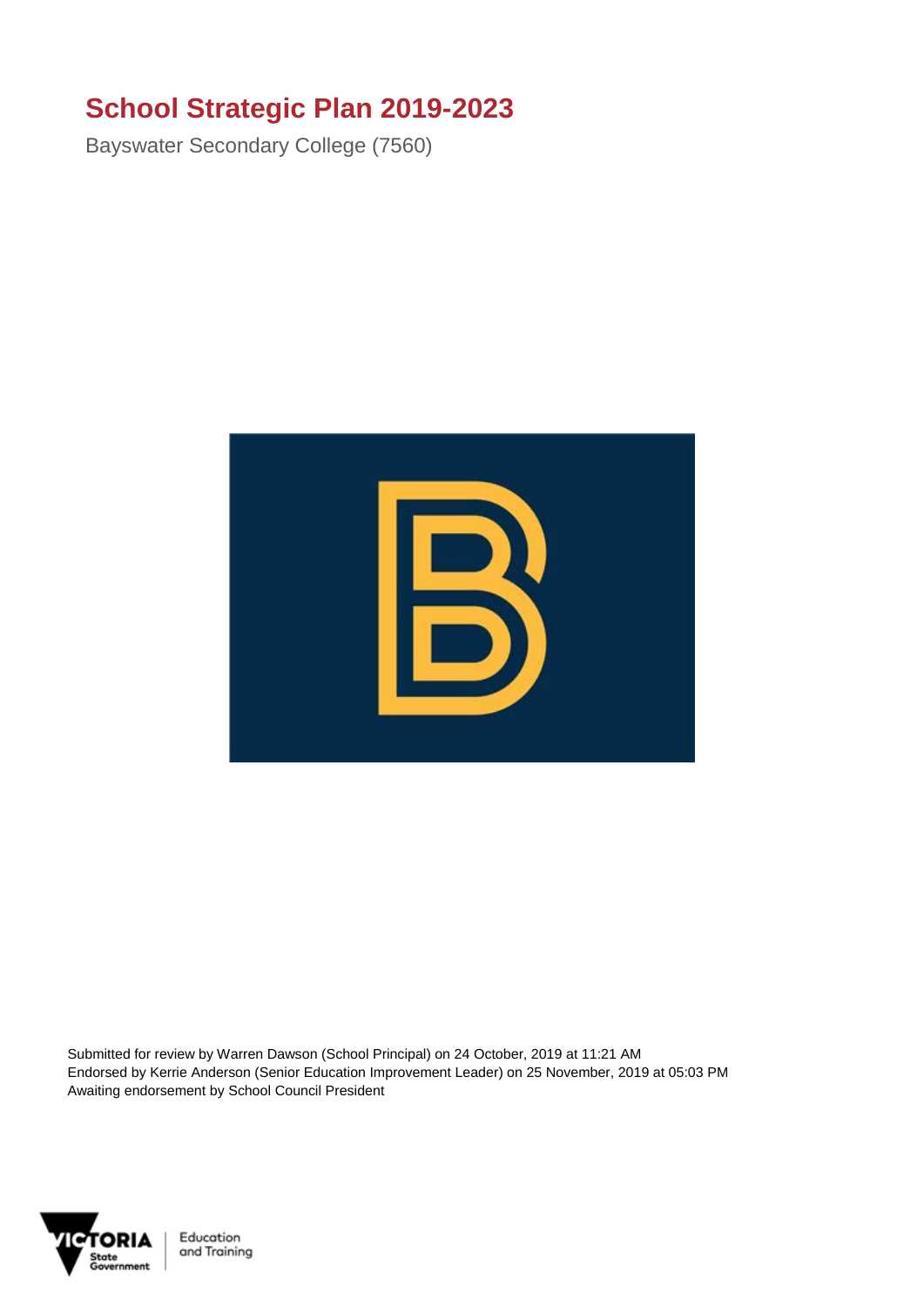# School Strategic Plan 2019-2023

Bayswater Secondary College (7560)

Submitted for review by Warren Dawson (School Principal) on 24 October, 2019 at 11:21 AM
Endorsed by Kerrie Anderson (Senior Education Improvement Leader) on 25 November, 2019 at 05:03 PM
Awaiting endorsement by School Council President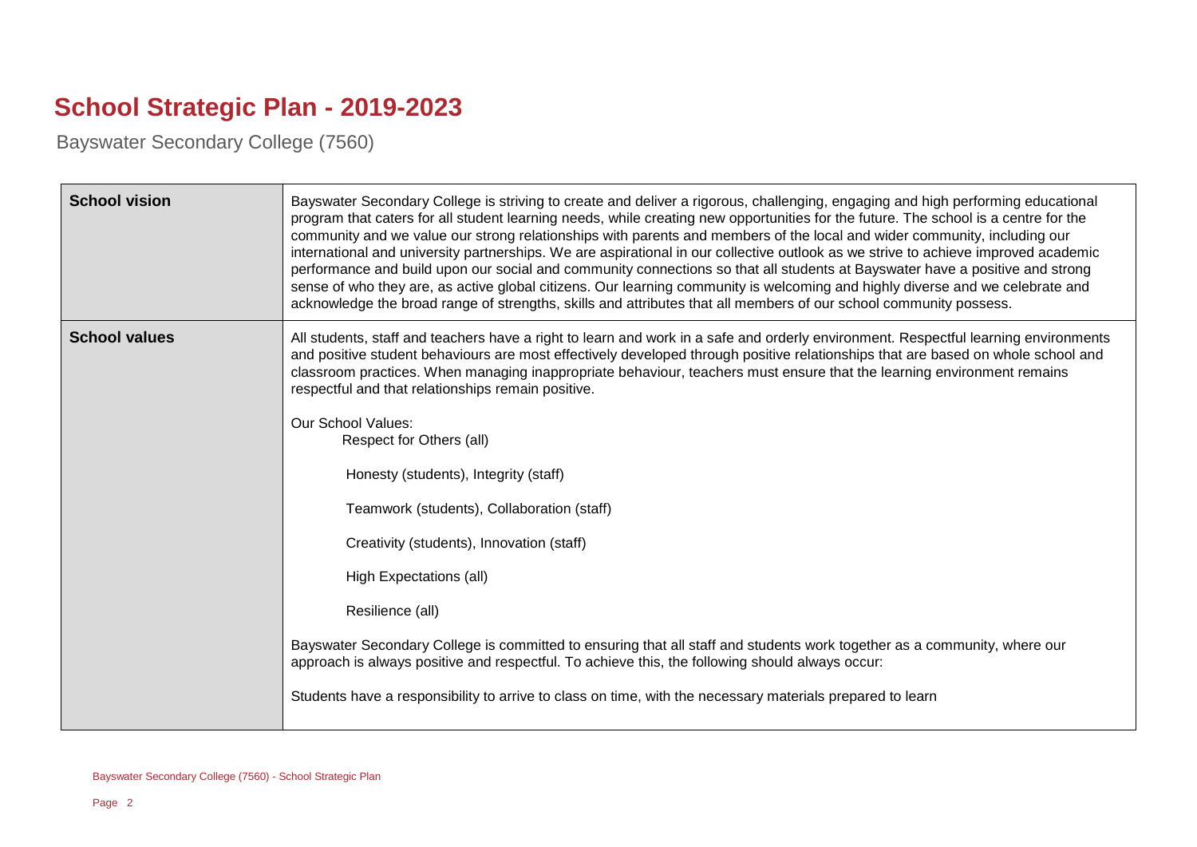# School Strategic Plan - 2019-2023

Bayswater Secondary College (7560)

| | |
|---|---|
| **School vision** | Bayswater Secondary College is striving to create and deliver a rigorous, challenging, engaging and high performing educational program that caters for all student learning needs, while creating new opportunities for the future. The school is a centre for the community and we value our strong relationships with parents and members of the local and wider community, including our international and university partnerships. We are aspirational in our collective outlook as we strive to achieve improved academic performance and build upon our social and community connections so that all students at Bayswater have a positive and strong sense of who they are, as active global citizens. Our learning community is welcoming and highly diverse and we celebrate and acknowledge the broad range of strengths, skills and attributes that all members of our school community possess. |
| **School values** | All students, staff and teachers have a right to learn and work in a safe and orderly environment. Respectful learning environments and positive student behaviours are most effectively developed through positive relationships that are based on whole school and classroom practices. When managing inappropriate behaviour, teachers must ensure that the learning environment remains respectful and that relationships remain positive.<br><br>Our School Values:<br>Respect for Others (all)<br><br>Honesty (students), Integrity (staff)<br><br>Teamwork (students), Collaboration (staff)<br><br>Creativity (students), Innovation (staff)<br><br>High Expectations (all)<br><br>Resilience (all)<br><br>Bayswater Secondary College is committed to ensuring that all staff and students work together as a community, where our approach is always positive and respectful. To achieve this, the following should always occur:<br><br>Students have a responsibility to arrive to class on time, with the necessary materials prepared to learn |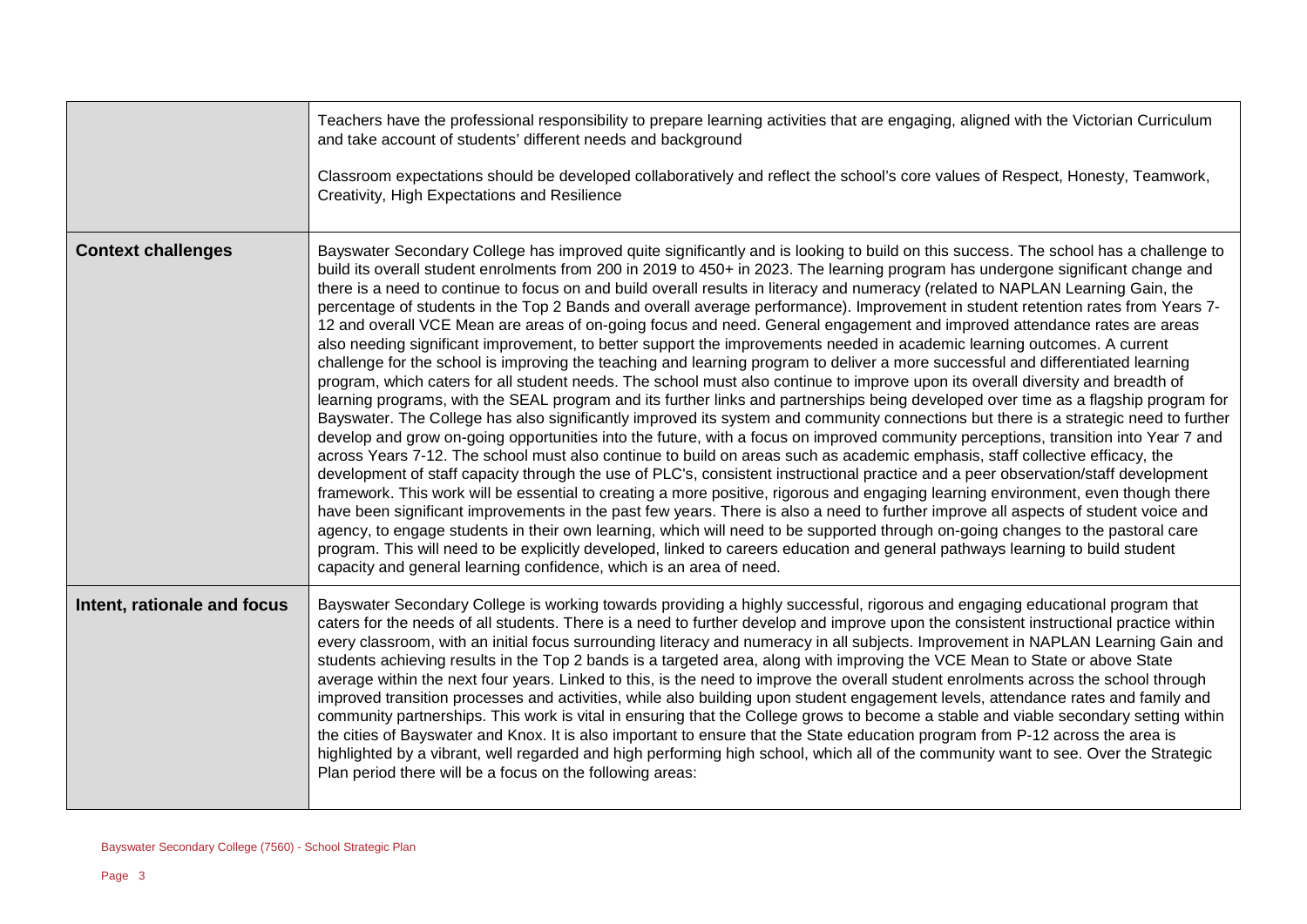| | |
|---|---|
| | Teachers have the professional responsibility to prepare learning activities that are engaging, aligned with the Victorian Curriculum and take account of students' different needs and background<br><br>Classroom expectations should be developed collaboratively and reflect the school's core values of Respect, Honesty, Teamwork, Creativity, High Expectations and Resilience |
| **Context challenges** | Bayswater Secondary College has improved quite significantly and is looking to build on this success. The school has a challenge to build its overall student enrolments from 200 in 2019 to 450+ in 2023. The learning program has undergone significant change and there is a need to continue to focus on and build overall results in literacy and numeracy (related to NAPLAN Learning Gain, the percentage of students in the Top 2 Bands and overall average performance). Improvement in student retention rates from Years 7-12 and overall VCE Mean are areas of on-going focus and need. General engagement and improved attendance rates are areas also needing significant improvement, to better support the improvements needed in academic learning outcomes. A current challenge for the school is improving the teaching and learning program to deliver a more successful and differentiated learning program, which caters for all student needs. The school must also continue to improve upon its overall diversity and breadth of learning programs, with the SEAL program and its further links and partnerships being developed over time as a flagship program for Bayswater. The College has also significantly improved its system and community connections but there is a strategic need to further develop and grow on-going opportunities into the future, with a focus on improved community perceptions, transition into Year 7 and across Years 7-12. The school must also continue to build on areas such as academic emphasis, staff collective efficacy, the development of staff capacity through the use of PLC's, consistent instructional practice and a peer observation/staff development framework. This work will be essential to creating a more positive, rigorous and engaging learning environment, even though there have been significant improvements in the past few years. There is also a need to further improve all aspects of student voice and agency, to engage students in their own learning, which will need to be supported through on-going changes to the pastoral care program. This will need to be explicitly developed, linked to careers education and general pathways learning to build student capacity and general learning confidence, which is an area of need. |
| **Intent, rationale and focus** | Bayswater Secondary College is working towards providing a highly successful, rigorous and engaging educational program that caters for the needs of all students. There is a need to further develop and improve upon the consistent instructional practice within every classroom, with an initial focus surrounding literacy and numeracy in all subjects. Improvement in NAPLAN Learning Gain and students achieving results in the Top 2 bands is a targeted area, along with improving the VCE Mean to State or above State average within the next four years. Linked to this, is the need to improve the overall student enrolments across the school through improved transition processes and activities, while also building upon student engagement levels, attendance rates and family and community partnerships. This work is vital in ensuring that the College grows to become a stable and viable secondary setting within the cities of Bayswater and Knox. It is also important to ensure that the State education program from P-12 across the area is highlighted by a vibrant, well regarded and high performing high school, which all of the community want to see. Over the Strategic Plan period there will be a focus on the following areas: |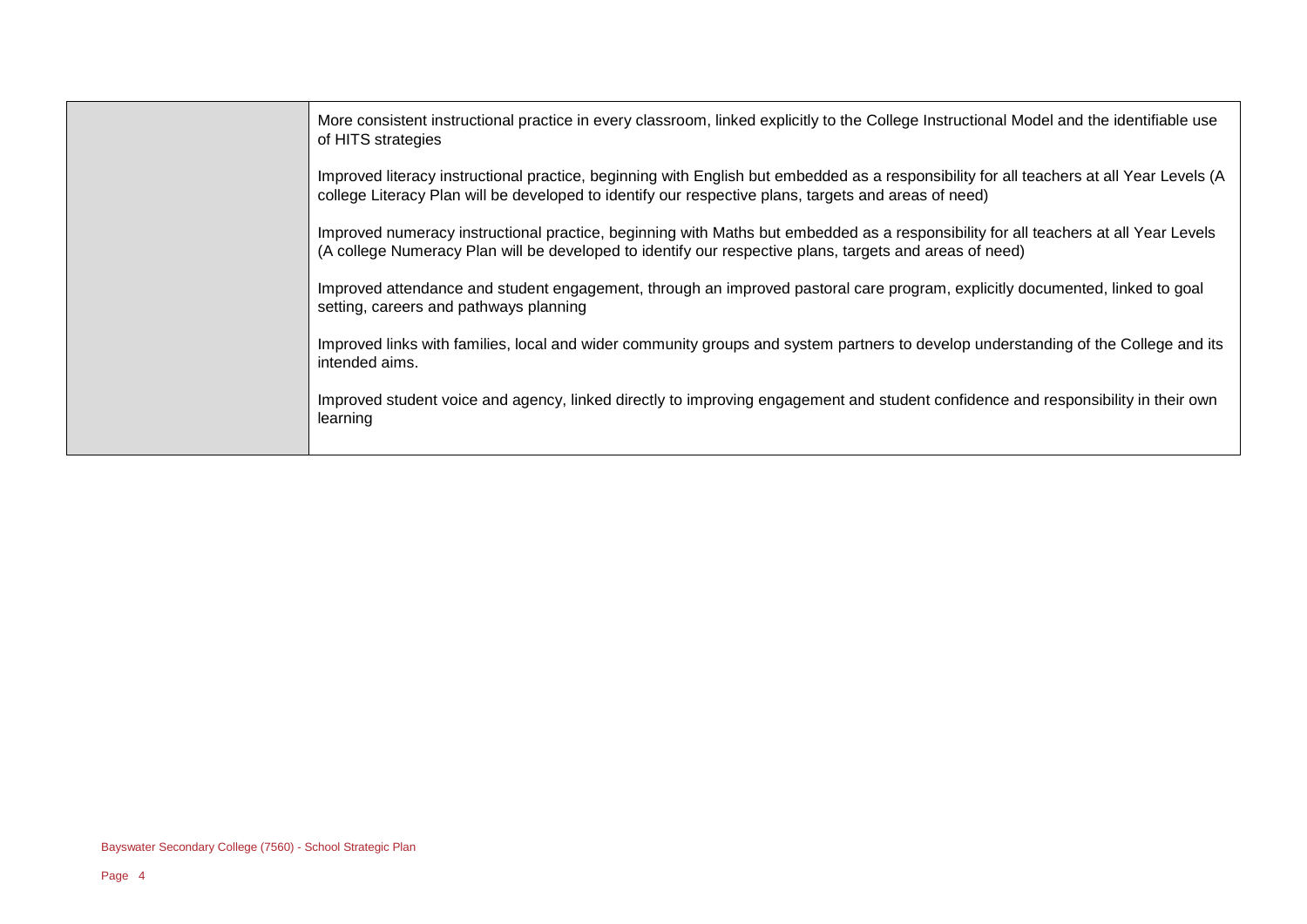| | |
|---|---|
| | More consistent instructional practice in every classroom, linked explicitly to the College Instructional Model and the identifiable use of HITS strategies<br><br>Improved literacy instructional practice, beginning with English but embedded as a responsibility for all teachers at all Year Levels (A college Literacy Plan will be developed to identify our respective plans, targets and areas of need)<br><br>Improved numeracy instructional practice, beginning with Maths but embedded as a responsibility for all teachers at all Year Levels (A college Numeracy Plan will be developed to identify our respective plans, targets and areas of need)<br><br>Improved attendance and student engagement, through an improved pastoral care program, explicitly documented, linked to goal setting, careers and pathways planning<br><br>Improved links with families, local and wider community groups and system partners to develop understanding of the College and its intended aims.<br><br>Improved student voice and agency, linked directly to improving engagement and student confidence and responsibility in their own learning |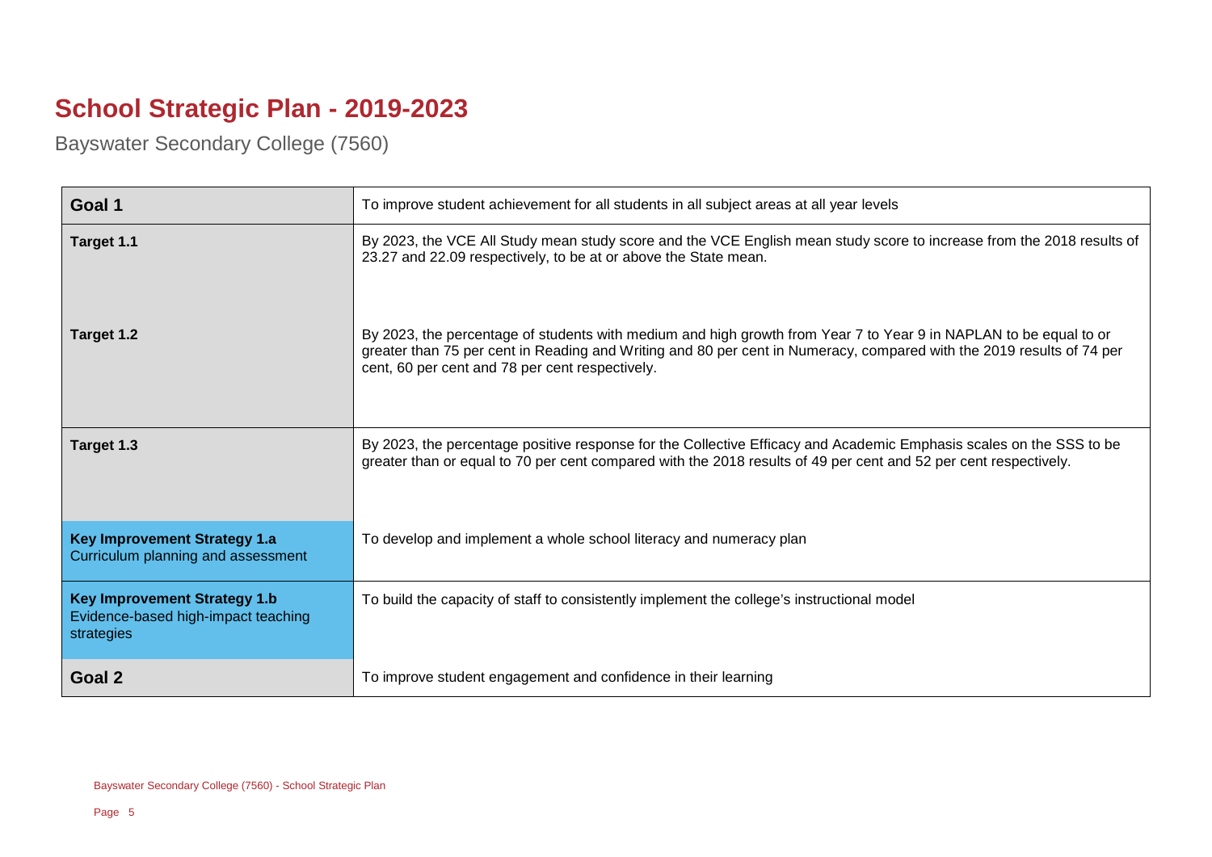# School Strategic Plan - 2019-2023

Bayswater Secondary College (7560)

| Goal 1 | To improve student achievement for all students in all subject areas at all year levels |
|---|---|
| Target 1.1 | By 2023, the VCE All Study mean study score and the VCE English mean study score to increase from the 2018 results of 23.27 and 22.09 respectively, to be at or above the State mean. |
| Target 1.2 | By 2023, the percentage of students with medium and high growth from Year 7 to Year 9 in NAPLAN to be equal to or greater than 75 per cent in Reading and Writing and 80 per cent in Numeracy, compared with the 2019 results of 74 per cent, 60 per cent and 78 per cent respectively. |
| Target 1.3 | By 2023, the percentage positive response for the Collective Efficacy and Academic Emphasis scales on the SSS to be greater than or equal to 70 per cent compared with the 2018 results of 49 per cent and 52 per cent respectively. |
| **Key Improvement Strategy 1.a** Curriculum planning and assessment | To develop and implement a whole school literacy and numeracy plan |
| **Key Improvement Strategy 1.b** Evidence-based high-impact teaching strategies | To build the capacity of staff to consistently implement the college's instructional model |
| **Goal 2** | To improve student engagement and confidence in their learning |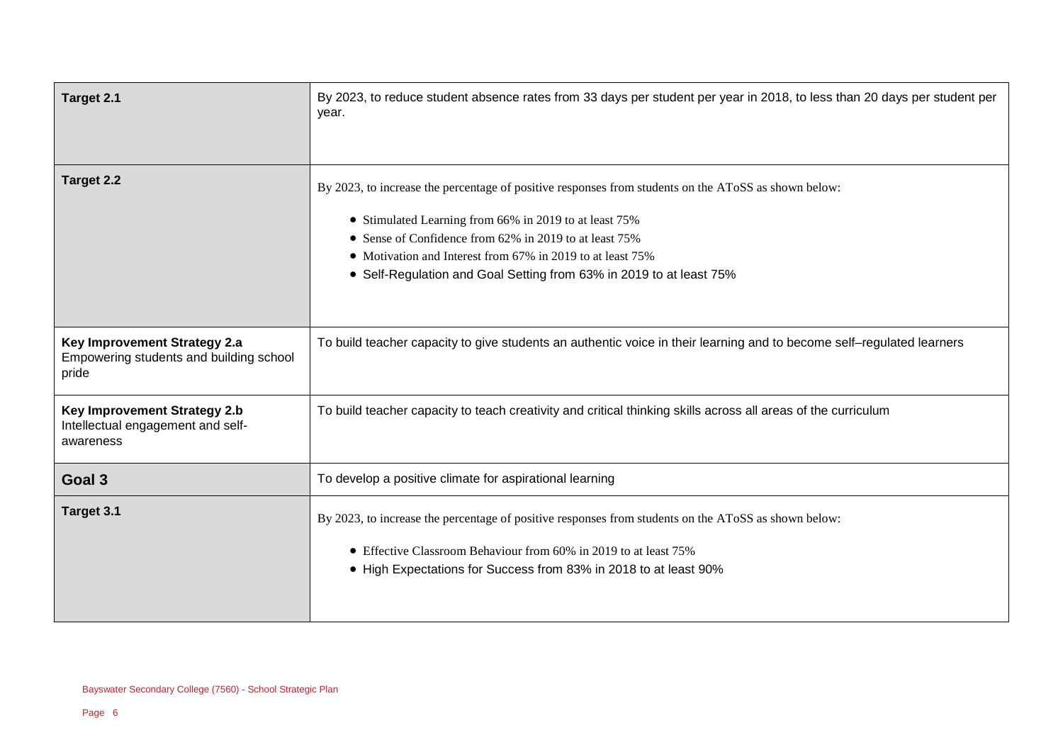| | |
|---|---|
| **Target 2.1** | By 2023, to reduce student absence rates from 33 days per student per year in 2018, to less than 20 days per student per year. |
| **Target 2.2** | By 2023, to increase the percentage of positive responses from students on the AToSS as shown below:<br><br>• Stimulated Learning from 66% in 2019 to at least 75%<br>• Sense of Confidence from 62% in 2019 to at least 75%<br>• Motivation and Interest from 67% in 2019 to at least 75%<br>• Self-Regulation and Goal Setting from 63% in 2019 to at least 75% |
| **Key Improvement Strategy 2.a**<br>Empowering students and building school pride | To build teacher capacity to give students an authentic voice in their learning and to become self–regulated learners |
| **Key Improvement Strategy 2.b**<br>Intellectual engagement and self-awareness | To build teacher capacity to teach creativity and critical thinking skills across all areas of the curriculum |
| **Goal 3** | To develop a positive climate for aspirational learning |
| **Target 3.1** | By 2023, to increase the percentage of positive responses from students on the AToSS as shown below:<br><br>• Effective Classroom Behaviour from 60% in 2019 to at least 75%<br>• High Expectations for Success from 83% in 2018 to at least 90% |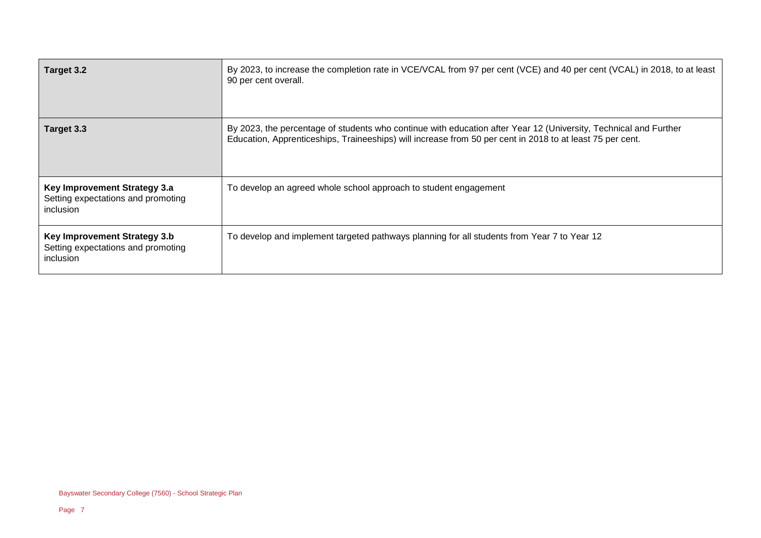| | |
|---|---|
| **Target 3.2** | By 2023, to increase the completion rate in VCE/VCAL from 97 per cent (VCE) and 40 per cent (VCAL) in 2018, to at least 90 per cent overall. |
| **Target 3.3** | By 2023, the percentage of students who continue with education after Year 12 (University, Technical and Further Education, Apprenticeships, Traineeships) will increase from 50 per cent in 2018 to at least 75 per cent. |
| **Key Improvement Strategy 3.a** Setting expectations and promoting inclusion | To develop an agreed whole school approach to student engagement |
| **Key Improvement Strategy 3.b** Setting expectations and promoting inclusion | To develop and implement targeted pathways planning for all students from Year 7 to Year 12 |